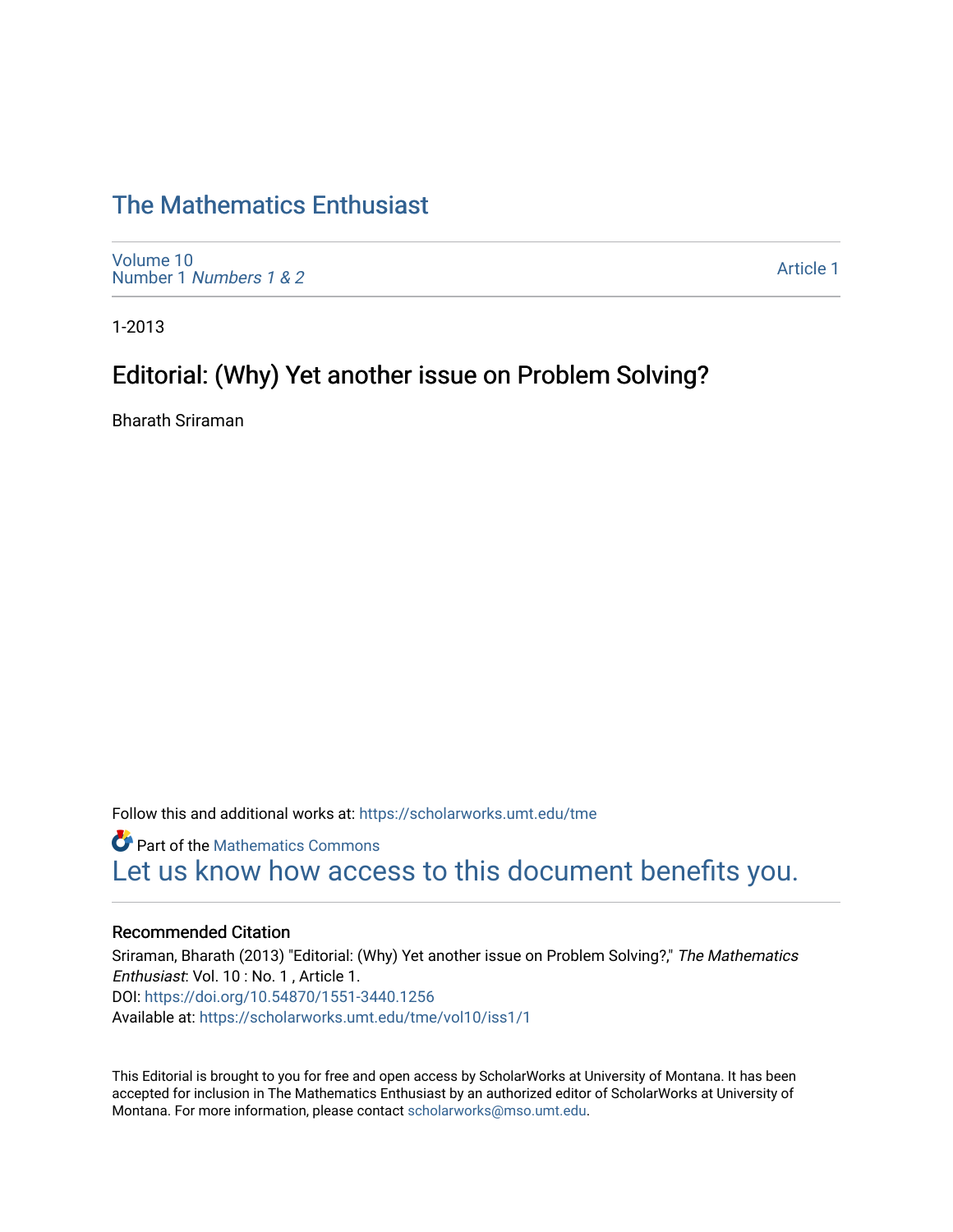# The Mathematics Enthusiast

Volume 10
Number 1 *Numbers 1 & 2*

Article 1

1-2013

## Editorial: (Why) Yet another issue on Problem Solving?

Bharath Sriraman

Follow this and additional works at: https://scholarworks.umt.edu/tme

Part of the Mathematics Commons

Let us know how access to this document benefits you.

### Recommended Citation

Sriraman, Bharath (2013) "Editorial: (Why) Yet another issue on Problem Solving?," *The Mathematics Enthusiast*: Vol. 10 : No. 1 , Article 1.
DOI: https://doi.org/10.54870/1551-3440.1256
Available at: https://scholarworks.umt.edu/tme/vol10/iss1/1

This Editorial is brought to you for free and open access by ScholarWorks at University of Montana. It has been accepted for inclusion in The Mathematics Enthusiast by an authorized editor of ScholarWorks at University of Montana. For more information, please contact scholarworks@mso.umt.edu.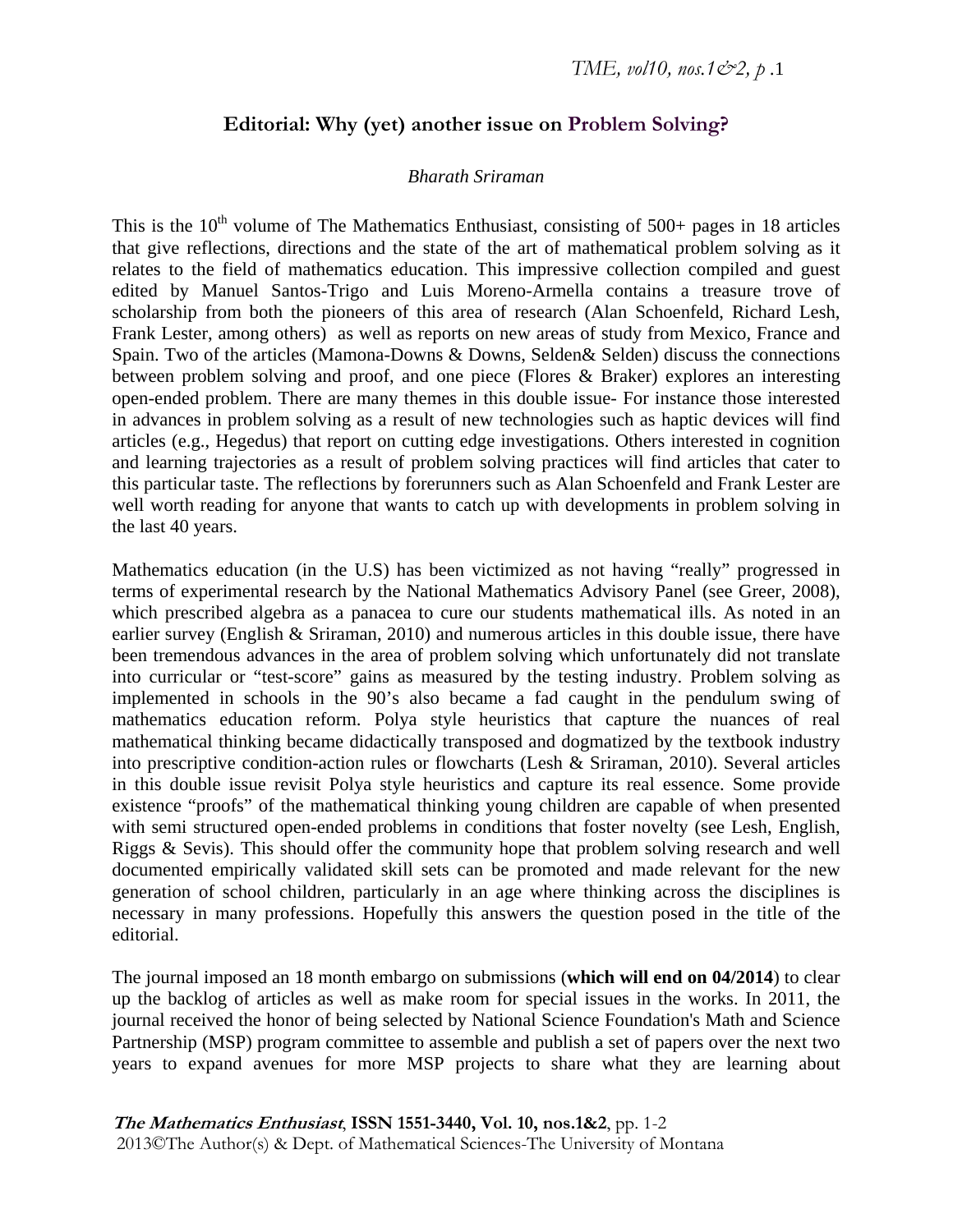# Editorial: Why (yet) another issue on Problem Solving?

*Bharath Sriraman*

This is the 10th volume of The Mathematics Enthusiast, consisting of 500+ pages in 18 articles that give reflections, directions and the state of the art of mathematical problem solving as it relates to the field of mathematics education. This impressive collection compiled and guest edited by Manuel Santos-Trigo and Luis Moreno-Armella contains a treasure trove of scholarship from both the pioneers of this area of research (Alan Schoenfeld, Richard Lesh, Frank Lester, among others) as well as reports on new areas of study from Mexico, France and Spain. Two of the articles (Mamona-Downs & Downs, Selden& Selden) discuss the connections between problem solving and proof, and one piece (Flores & Braker) explores an interesting open-ended problem. There are many themes in this double issue- For instance those interested in advances in problem solving as a result of new technologies such as haptic devices will find articles (e.g., Hegedus) that report on cutting edge investigations. Others interested in cognition and learning trajectories as a result of problem solving practices will find articles that cater to this particular taste. The reflections by forerunners such as Alan Schoenfeld and Frank Lester are well worth reading for anyone that wants to catch up with developments in problem solving in the last 40 years.

Mathematics education (in the U.S) has been victimized as not having "really" progressed in terms of experimental research by the National Mathematics Advisory Panel (see Greer, 2008), which prescribed algebra as a panacea to cure our students mathematical ills. As noted in an earlier survey (English & Sriraman, 2010) and numerous articles in this double issue, there have been tremendous advances in the area of problem solving which unfortunately did not translate into curricular or "test-score" gains as measured by the testing industry. Problem solving as implemented in schools in the 90's also became a fad caught in the pendulum swing of mathematics education reform. Polya style heuristics that capture the nuances of real mathematical thinking became didactically transposed and dogmatized by the textbook industry into prescriptive condition-action rules or flowcharts (Lesh & Sriraman, 2010). Several articles in this double issue revisit Polya style heuristics and capture its real essence. Some provide existence "proofs" of the mathematical thinking young children are capable of when presented with semi structured open-ended problems in conditions that foster novelty (see Lesh, English, Riggs & Sevis). This should offer the community hope that problem solving research and well documented empirically validated skill sets can be promoted and made relevant for the new generation of school children, particularly in an age where thinking across the disciplines is necessary in many professions. Hopefully this answers the question posed in the title of the editorial.

The journal imposed an 18 month embargo on submissions (**which will end on 04/2014**) to clear up the backlog of articles as well as make room for special issues in the works. In 2011, the journal received the honor of being selected by National Science Foundation's Math and Science Partnership (MSP) program committee to assemble and publish a set of papers over the next two years to expand avenues for more MSP projects to share what they are learning about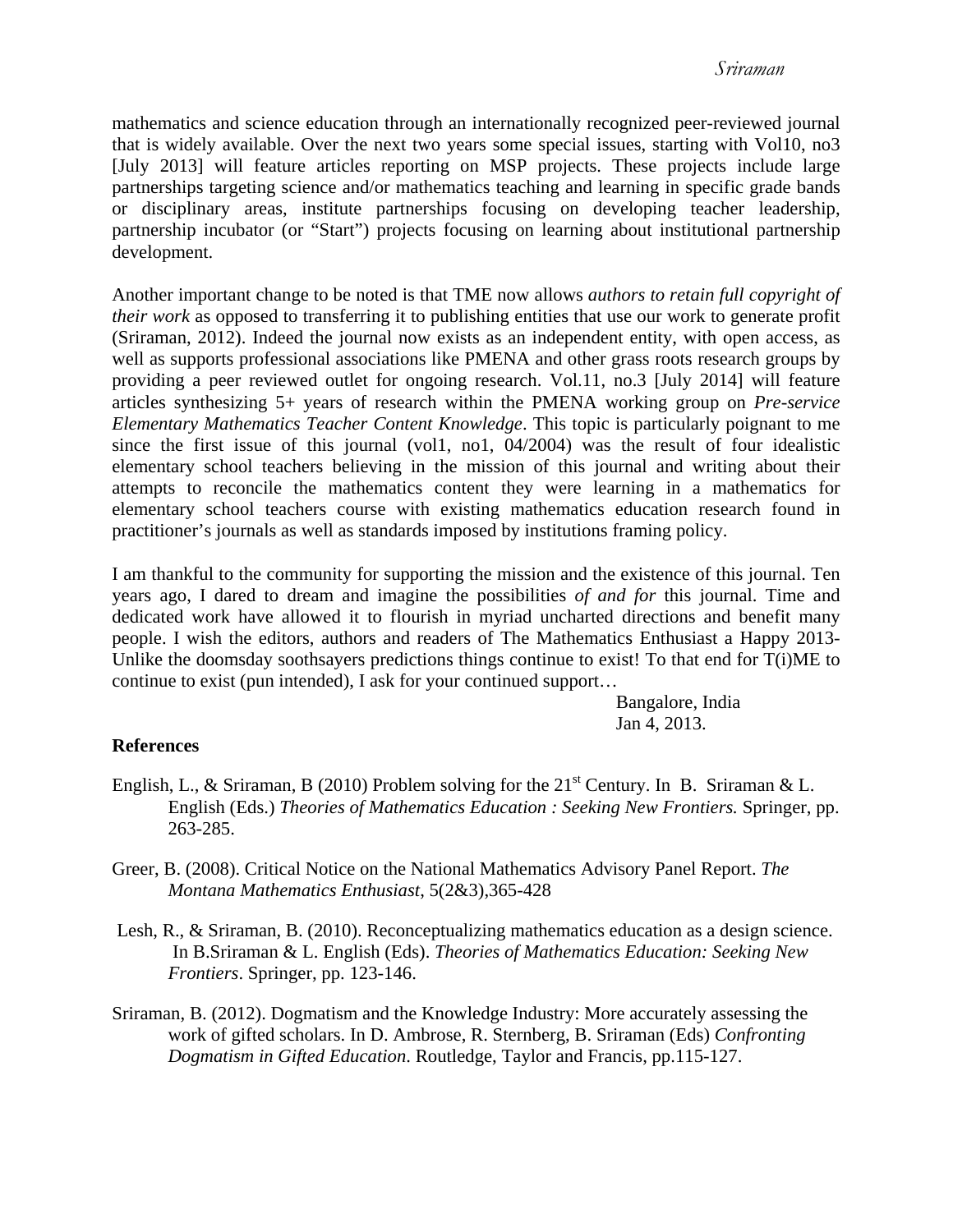mathematics and science education through an internationally recognized peer-reviewed journal that is widely available. Over the next two years some special issues, starting with Vol10, no3 [July 2013] will feature articles reporting on MSP projects. These projects include large partnerships targeting science and/or mathematics teaching and learning in specific grade bands or disciplinary areas, institute partnerships focusing on developing teacher leadership, partnership incubator (or "Start") projects focusing on learning about institutional partnership development.

Another important change to be noted is that TME now allows *authors to retain full copyright of their work* as opposed to transferring it to publishing entities that use our work to generate profit (Sriraman, 2012). Indeed the journal now exists as an independent entity, with open access, as well as supports professional associations like PMENA and other grass roots research groups by providing a peer reviewed outlet for ongoing research. Vol.11, no.3 [July 2014] will feature articles synthesizing 5+ years of research within the PMENA working group on *Pre-service Elementary Mathematics Teacher Content Knowledge*. This topic is particularly poignant to me since the first issue of this journal (vol1, no1, 04/2004) was the result of four idealistic elementary school teachers believing in the mission of this journal and writing about their attempts to reconcile the mathematics content they were learning in a mathematics for elementary school teachers course with existing mathematics education research found in practitioner's journals as well as standards imposed by institutions framing policy.

I am thankful to the community for supporting the mission and the existence of this journal. Ten years ago, I dared to dream and imagine the possibilities *of and for* this journal. Time and dedicated work have allowed it to flourish in myriad uncharted directions and benefit many people. I wish the editors, authors and readers of The Mathematics Enthusiast a Happy 2013- Unlike the doomsday soothsayers predictions things continue to exist! To that end for T(i)ME to continue to exist (pun intended), I ask for your continued support…

Bangalore, India
Jan 4, 2013.

**References**

English, L., & Sriraman, B (2010) Problem solving for the 21st Century. In B. Sriraman & L. English (Eds.) *Theories of Mathematics Education : Seeking New Frontiers.* Springer, pp. 263-285.

Greer, B. (2008). Critical Notice on the National Mathematics Advisory Panel Report. *The Montana Mathematics Enthusiast*, 5(2&3),365-428

Lesh, R., & Sriraman, B. (2010). Reconceptualizing mathematics education as a design science. In B.Sriraman & L. English (Eds). *Theories of Mathematics Education: Seeking New Frontiers*. Springer, pp. 123-146.

Sriraman, B. (2012). Dogmatism and the Knowledge Industry: More accurately assessing the work of gifted scholars. In D. Ambrose, R. Sternberg, B. Sriraman (Eds) *Confronting Dogmatism in Gifted Education*. Routledge, Taylor and Francis, pp.115-127.